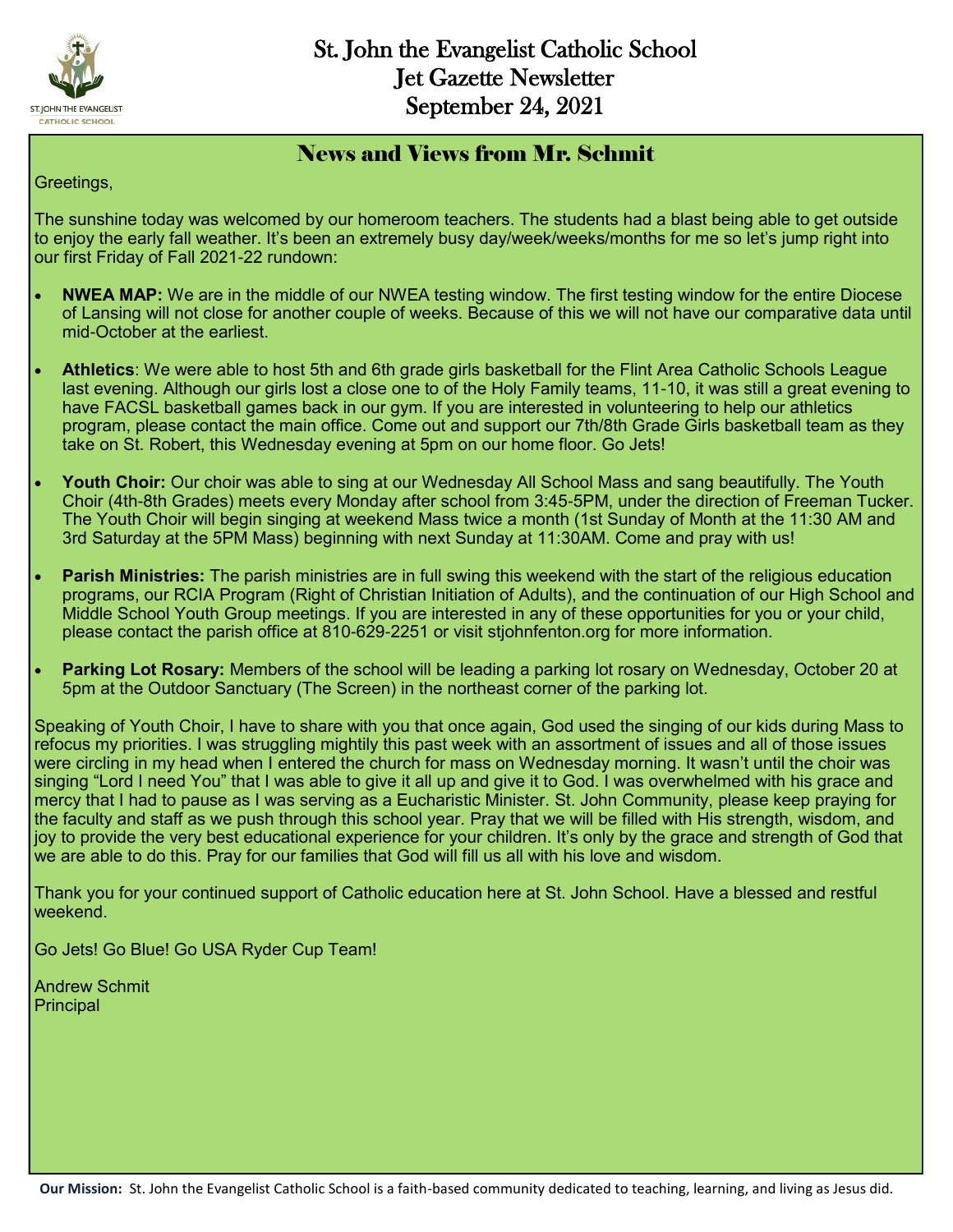# St. John the Evangelist Catholic School
# Jet Gazette Newsletter
# September 24, 2021

## News and Views from Mr. Schmit

Greetings,

The sunshine today was welcomed by our homeroom teachers. The students had a blast being able to get outside to enjoy the early fall weather. It's been an extremely busy day/week/weeks/months for me so let's jump right into our first Friday of Fall 2021-22 rundown:

- **NWEA MAP:** We are in the middle of our NWEA testing window. The first testing window for the entire Diocese of Lansing will not close for another couple of weeks. Because of this we will not have our comparative data until mid-October at the earliest.
- **Athletics**: We were able to host 5th and 6th grade girls basketball for the Flint Area Catholic Schools League last evening. Although our girls lost a close one to of the Holy Family teams, 11-10, it was still a great evening to have FACSL basketball games back in our gym. If you are interested in volunteering to help our athletics program, please contact the main office. Come out and support our 7th/8th Grade Girls basketball team as they take on St. Robert, this Wednesday evening at 5pm on our home floor. Go Jets!
- **Youth Choir:** Our choir was able to sing at our Wednesday All School Mass and sang beautifully. The Youth Choir (4th-8th Grades) meets every Monday after school from 3:45-5PM, under the direction of Freeman Tucker. The Youth Choir will begin singing at weekend Mass twice a month (1st Sunday of Month at the 11:30 AM and 3rd Saturday at the 5PM Mass) beginning with next Sunday at 11:30AM. Come and pray with us!
- **Parish Ministries:** The parish ministries are in full swing this weekend with the start of the religious education programs, our RCIA Program (Right of Christian Initiation of Adults), and the continuation of our High School and Middle School Youth Group meetings. If you are interested in any of these opportunities for you or your child, please contact the parish office at 810-629-2251 or visit stjohnfenton.org for more information.
- **Parking Lot Rosary:** Members of the school will be leading a parking lot rosary on Wednesday, October 20 at 5pm at the Outdoor Sanctuary (The Screen) in the northeast corner of the parking lot.

Speaking of Youth Choir, I have to share with you that once again, God used the singing of our kids during Mass to refocus my priorities. I was struggling mightily this past week with an assortment of issues and all of those issues were circling in my head when I entered the church for mass on Wednesday morning. It wasn't until the choir was singing "Lord I need You" that I was able to give it all up and give it to God. I was overwhelmed with his grace and mercy that I had to pause as I was serving as a Eucharistic Minister. St. John Community, please keep praying for the faculty and staff as we push through this school year. Pray that we will be filled with His strength, wisdom, and joy to provide the very best educational experience for your children. It's only by the grace and strength of God that we are able to do this. Pray for our families that God will fill us all with his love and wisdom.

Thank you for your continued support of Catholic education here at St. John School. Have a blessed and restful weekend.

Go Jets! Go Blue! Go USA Ryder Cup Team!

Andrew Schmit
Principal

**Our Mission:** St. John the Evangelist Catholic School is a faith-based community dedicated to teaching, learning, and living as Jesus did.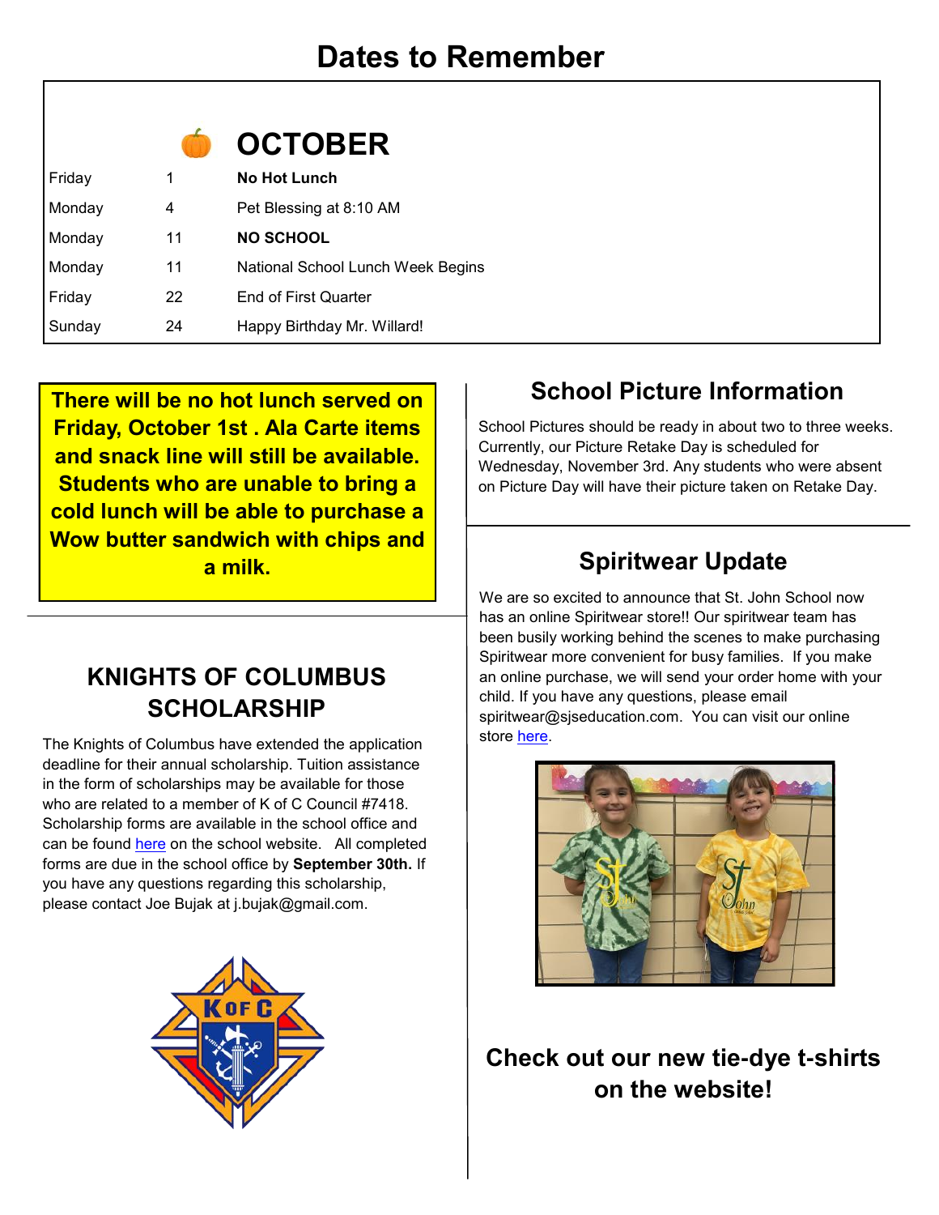# Dates to Remember

## OCTOBER

| Day | Date | Event |
| --- | --- | --- |
| Friday | 1 | **No Hot Lunch** |
| Monday | 4 | Pet Blessing at 8:10 AM |
| Monday | 11 | **NO SCHOOL** |
| Monday | 11 | National School Lunch Week Begins |
| Friday | 22 | End of First Quarter |
| Sunday | 24 | Happy Birthday Mr. Willard! |

**There will be no hot lunch served on Friday, October 1st . Ala Carte items and snack line will still be available. Students who are unable to bring a cold lunch will be able to purchase a Wow butter sandwich with chips and a milk.**

## KNIGHTS OF COLUMBUS SCHOLARSHIP

The Knights of Columbus have extended the application deadline for their annual scholarship. Tuition assistance in the form of scholarships may be available for those who are related to a member of K of C Council #7418. Scholarship forms are available in the school office and can be found here on the school website. All completed forms are due in the school office by **September 30th.** If you have any questions regarding this scholarship, please contact Joe Bujak at j.bujak@gmail.com.

## School Picture Information

School Pictures should be ready in about two to three weeks. Currently, our Picture Retake Day is scheduled for Wednesday, November 3rd. Any students who were absent on Picture Day will have their picture taken on Retake Day.

## Spiritwear Update

We are so excited to announce that St. John School now has an online Spiritwear store!! Our spiritwear team has been busily working behind the scenes to make purchasing Spiritwear more convenient for busy families. If you make an online purchase, we will send your order home with your child. If you have any questions, please email spiritwear@sjseducation.com. You can visit our online store here.

**Check out our new tie-dye t-shirts on the website!**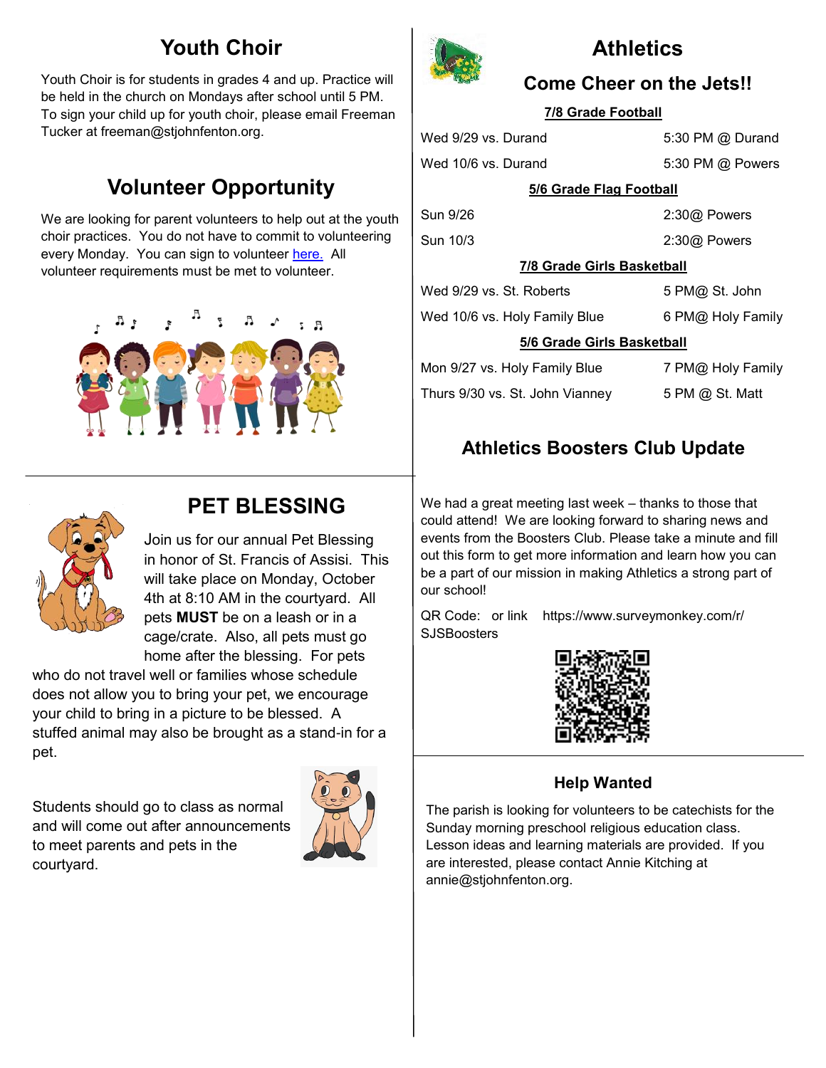## Youth Choir

Youth Choir is for students in grades 4 and up. Practice will be held in the church on Mondays after school until 5 PM. To sign your child up for youth choir, please email Freeman Tucker at freeman@stjohnfenton.org.

## Volunteer Opportunity

We are looking for parent volunteers to help out at the youth choir practices. You do not have to commit to volunteering every Monday. You can sign to volunteer here. All volunteer requirements must be met to volunteer.

## PET BLESSING

Join us for our annual Pet Blessing in honor of St. Francis of Assisi. This will take place on Monday, October 4th at 8:10 AM in the courtyard. All pets **MUST** be on a leash or in a cage/crate. Also, all pets must go home after the blessing. For pets who do not travel well or families whose schedule does not allow you to bring your pet, we encourage your child to bring in a picture to be blessed. A stuffed animal may also be brought as a stand-in for a pet.

Students should go to class as normal and will come out after announcements to meet parents and pets in the courtyard.

## Athletics

### Come Cheer on the Jets!!

**7/8 Grade Football**

| | |
|---|---|
| Wed 9/29 vs. Durand | 5:30 PM @ Durand |
| Wed 10/6 vs. Durand | 5:30 PM @ Powers |

**5/6 Grade Flag Football**

| | |
|---|---|
| Sun 9/26 | 2:30@ Powers |
| Sun 10/3 | 2:30@ Powers |

**7/8 Grade Girls Basketball**

| | |
|---|---|
| Wed 9/29 vs. St. Roberts | 5 PM@ St. John |
| Wed 10/6 vs. Holy Family Blue | 6 PM@ Holy Family |

**5/6 Grade Girls Basketball**

| | |
|---|---|
| Mon 9/27 vs. Holy Family Blue | 7 PM@ Holy Family |
| Thurs 9/30 vs. St. John Vianney | 5 PM @ St. Matt |

## Athletics Boosters Club Update

We had a great meeting last week – thanks to those that could attend! We are looking forward to sharing news and events from the Boosters Club. Please take a minute and fill out this form to get more information and learn how you can be a part of our mission in making Athletics a strong part of our school!

QR Code: or link https://www.surveymonkey.com/r/SJSBoosters

### Help Wanted

The parish is looking for volunteers to be catechists for the Sunday morning preschool religious education class. Lesson ideas and learning materials are provided. If you are interested, please contact Annie Kitching at annie@stjohnfenton.org.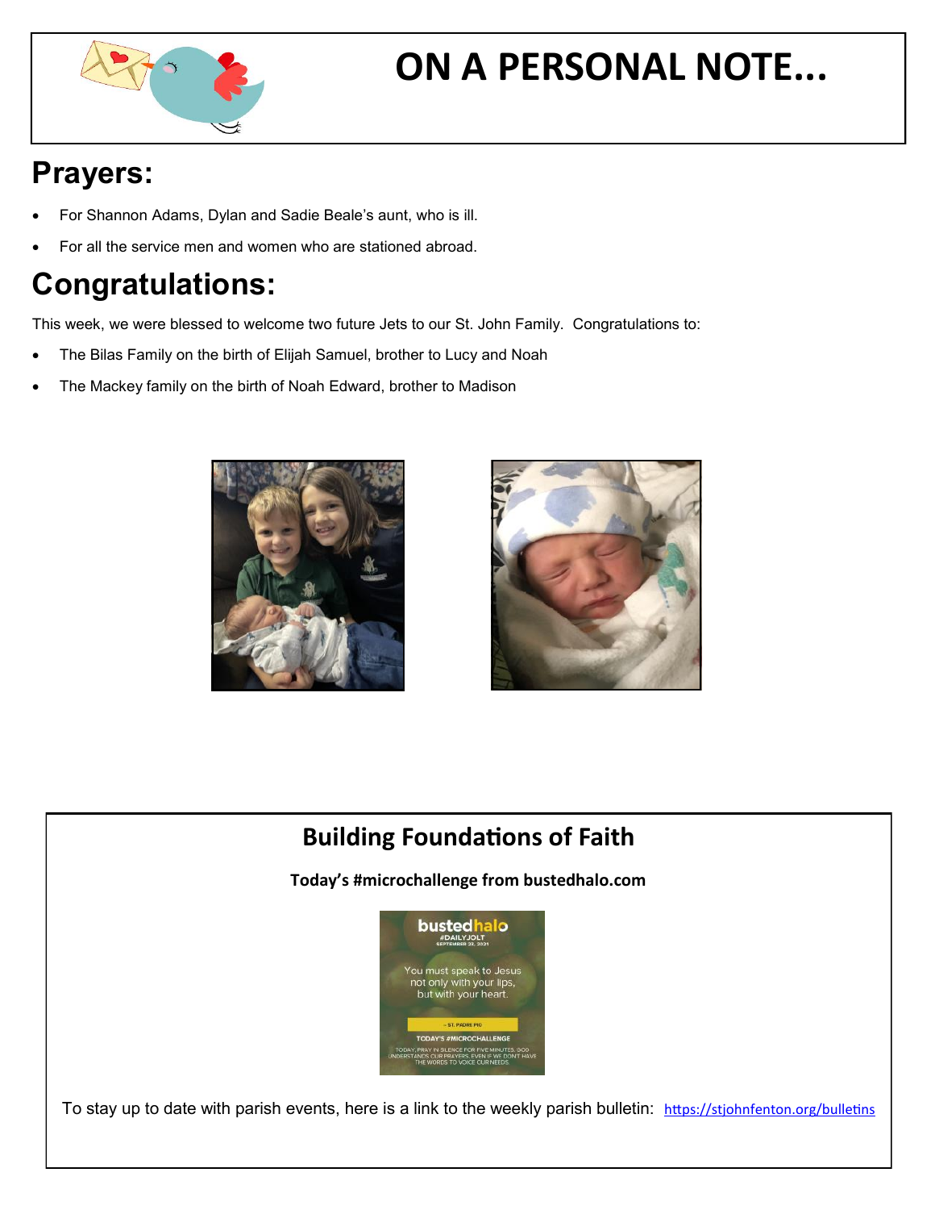# ON A PERSONAL NOTE...

## Prayers:

- For Shannon Adams, Dylan and Sadie Beale's aunt, who is ill.
- For all the service men and women who are stationed abroad.

## Congratulations:

This week, we were blessed to welcome two future Jets to our St. John Family. Congratulations to:

- The Bilas Family on the birth of Elijah Samuel, brother to Lucy and Noah
- The Mackey family on the birth of Noah Edward, brother to Madison

## Building Foundations of Faith

**Today's #microchallenge from bustedhalo.com**

To stay up to date with parish events, here is a link to the weekly parish bulletin: https://stjohnfenton.org/bulletins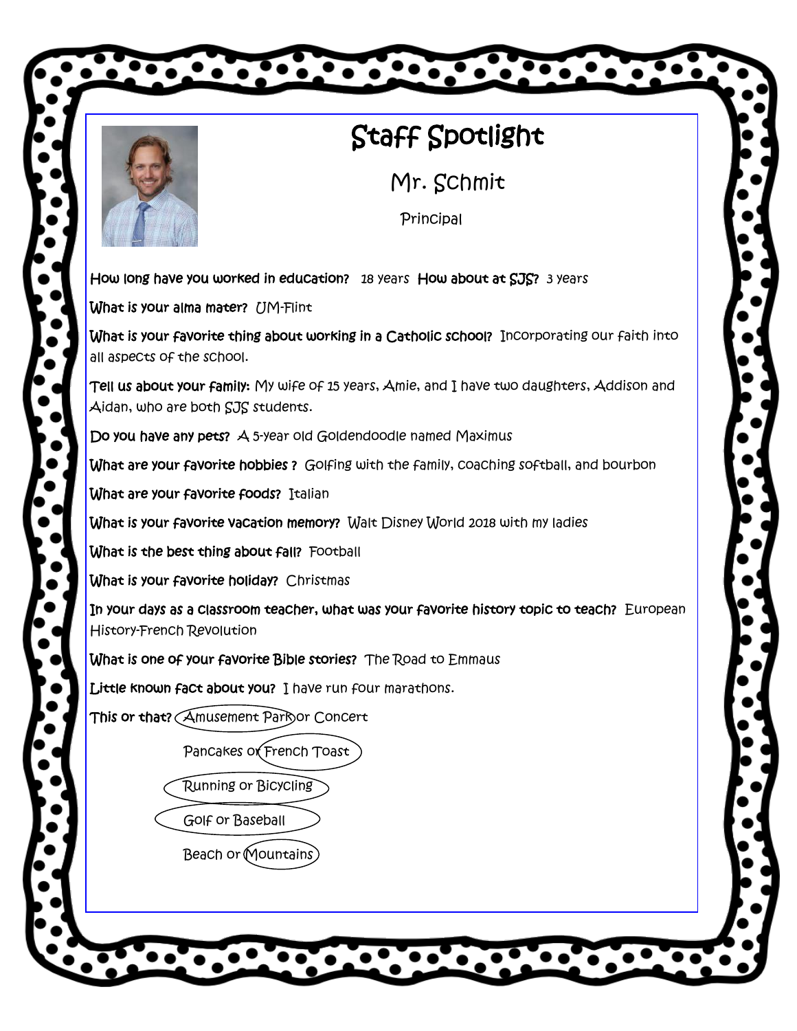# Staff Spotlight

## Mr. Schmit

Principal

**How long have you worked in education?** 18 years **How about at SJS?** 3 years

**What is your alma mater?** UM-Flint

**What is your favorite thing about working in a Catholic school?** Incorporating our faith into all aspects of the school.

**Tell us about your family:** My wife of 15 years, Amie, and I have two daughters, Addison and Aidan, who are both SJS students.

**Do you have any pets?** A 5-year old Goldendoodle named Maximus

**What are your favorite hobbies ?** Golfing with the family, coaching softball, and bourbon

**What are your favorite foods?** Italian

**What is your favorite vacation memory?** Walt Disney World 2018 with my ladies

**What is the best thing about fall?** Football

**What is your favorite holiday?** Christmas

**In your days as a classroom teacher, what was your favorite history topic to teach?** European History-French Revolution

**What is one of your favorite Bible stories?** The Road to Emmaus

**Little known fact about you?** I have run four marathons.

**This or that?** (Amusement Park) or Concert

Pancakes or (French Toast)

(Running or Bicycling)

(Golf or Baseball)

Beach or (Mountains)